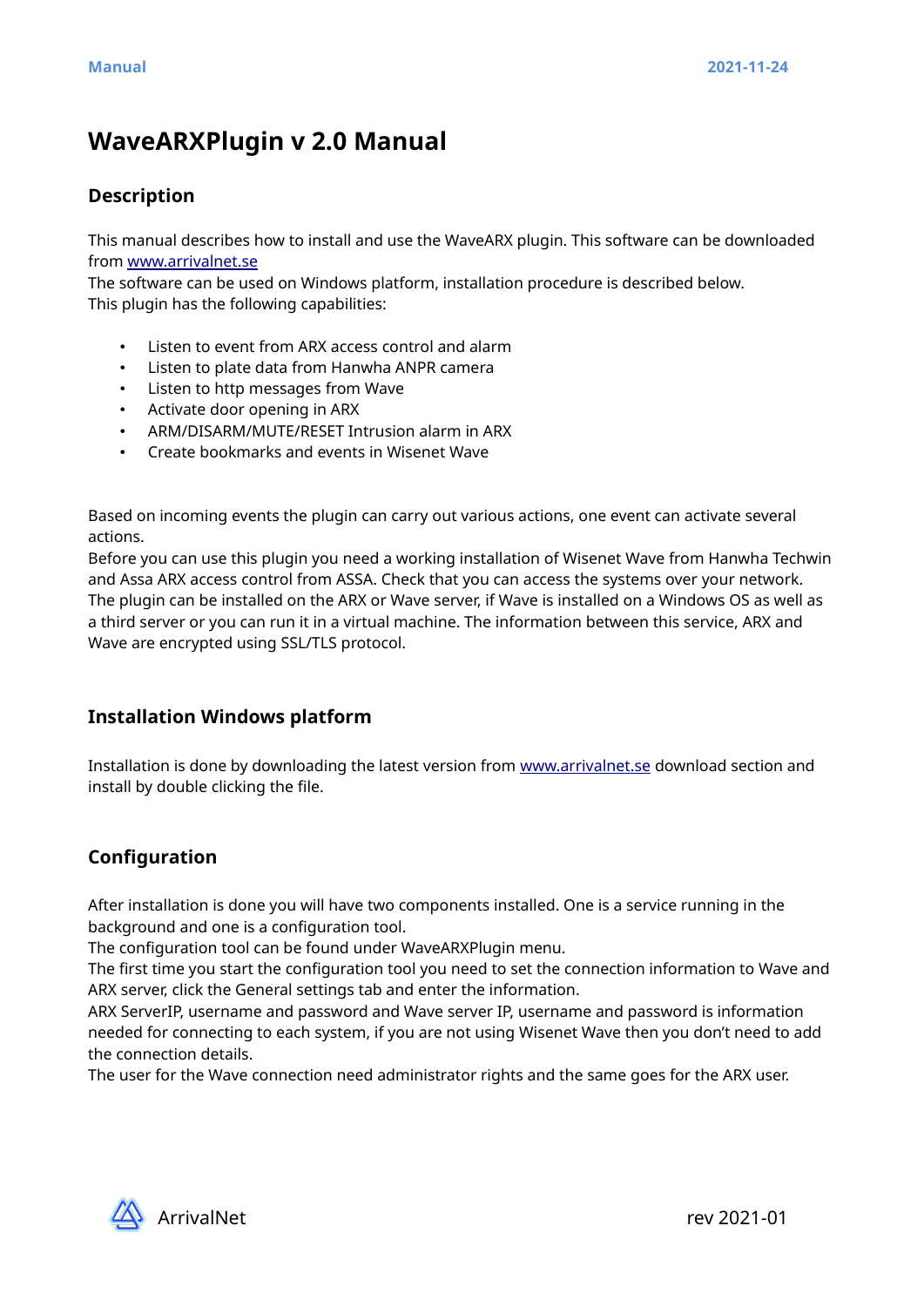# WaveARXPlugin v 2.0 Manual

## Description

This manual describes how to install and use the WaveARX plugin. This software can be downloaded from [www.arrivalnet.se](http://www.arrivalnet.se)
The software can be used on Windows platform, installation procedure is described below.
This plugin has the following capabilities:

- Listen to event from ARX access control and alarm
- Listen to plate data from Hanwha ANPR camera
- Listen to http messages from Wave
- Activate door opening in ARX
- ARM/DISARM/MUTE/RESET Intrusion alarm in ARX
- Create bookmarks and events in Wisenet Wave

Based on incoming events the plugin can carry out various actions, one event can activate several actions.
Before you can use this plugin you need a working installation of Wisenet Wave from Hanwha Techwin and Assa ARX access control from ASSA. Check that you can access the systems over your network.
The plugin can be installed on the ARX or Wave server, if Wave is installed on a Windows OS as well as a third server or you can run it in a virtual machine. The information between this service, ARX and Wave are encrypted using SSL/TLS protocol.

## Installation Windows platform

Installation is done by downloading the latest version from [www.arrivalnet.se](http://www.arrivalnet.se) download section and install by double clicking the file.

## Configuration

After installation is done you will have two components installed. One is a service running in the background and one is a configuration tool.
The configuration tool can be found under WaveARXPlugin menu.
The first time you start the configuration tool you need to set the connection information to Wave and ARX server, click the General settings tab and enter the information.
ARX ServerIP, username and password and Wave server IP, username and password is information needed for connecting to each system, if you are not using Wisenet Wave then you don't need to add the connection details.
The user for the Wave connection need administrator rights and the same goes for the ARX user.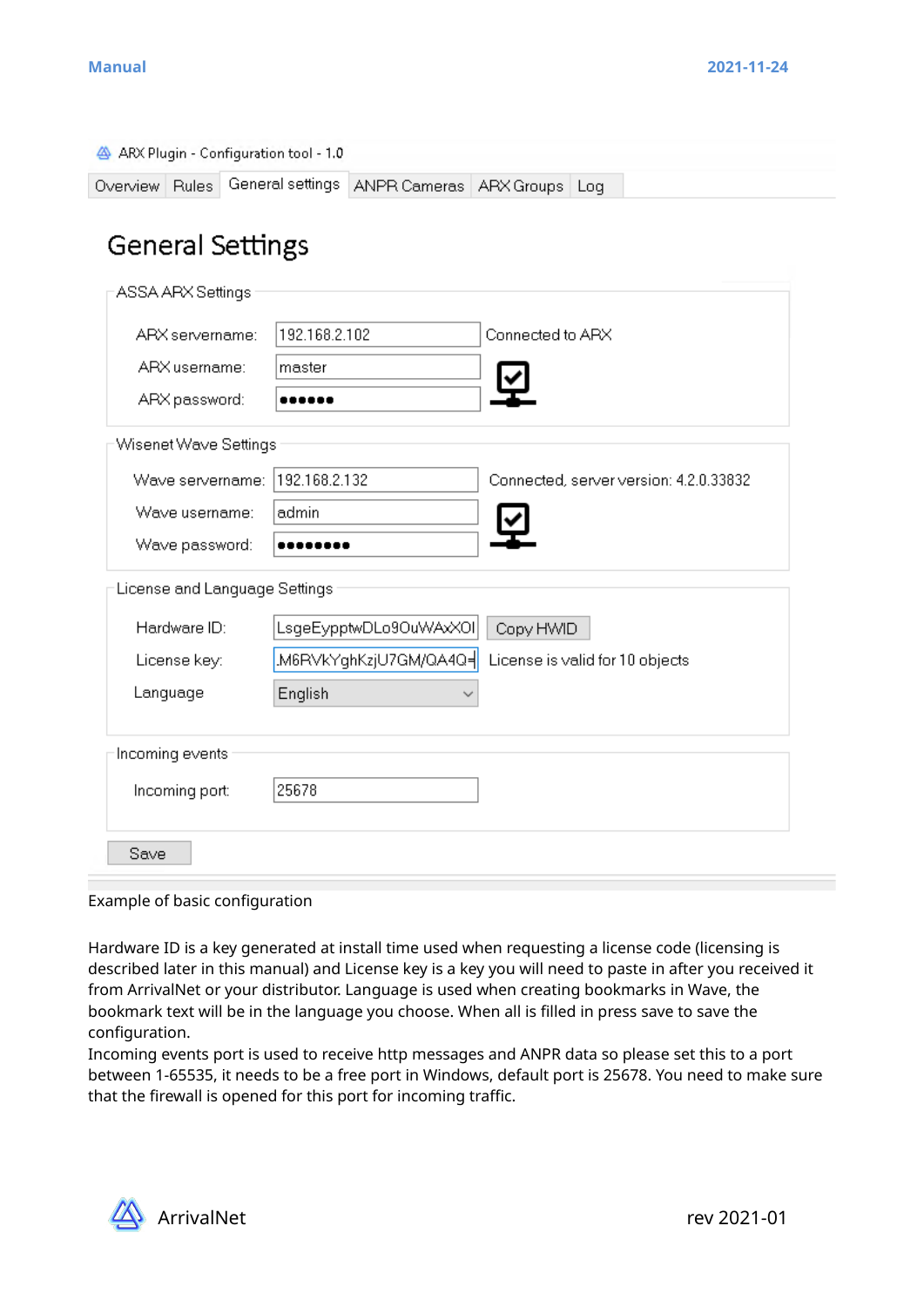ARX Plugin - Configuration tool - 1.0

Overview | Rules | General settings | ANPR Cameras | ARX Groups | Log

## General Settings

**ASSA ARX Settings**

ARX servername: 192.168.2.102 — Connected to ARX

ARX username: master

ARX password: ••••••

**Wisenet Wave Settings**

Wave servername: 192.168.2.132 — Connected, server version: 4.2.0.33832

Wave username: admin

Wave password: ••••••••

**License and Language Settings**

Hardware ID: LsgeEypptwDLo9OuWAxXOI — Copy HWID

License key: M6RVkYghKzjU7GM/QA4Q= — License is valid for 10 objects

Language: English

**Incoming events**

Incoming port: 25678

Save

Example of basic configuration

Hardware ID is a key generated at install time used when requesting a license code (licensing is described later in this manual) and License key is a key you will need to paste in after you received it from ArrivalNet or your distributor. Language is used when creating bookmarks in Wave, the bookmark text will be in the language you choose. When all is filled in press save to save the configuration.
Incoming events port is used to receive http messages and ANPR data so please set this to a port between 1-65535, it needs to be a free port in Windows, default port is 25678. You need to make sure that the firewall is opened for this port for incoming traffic.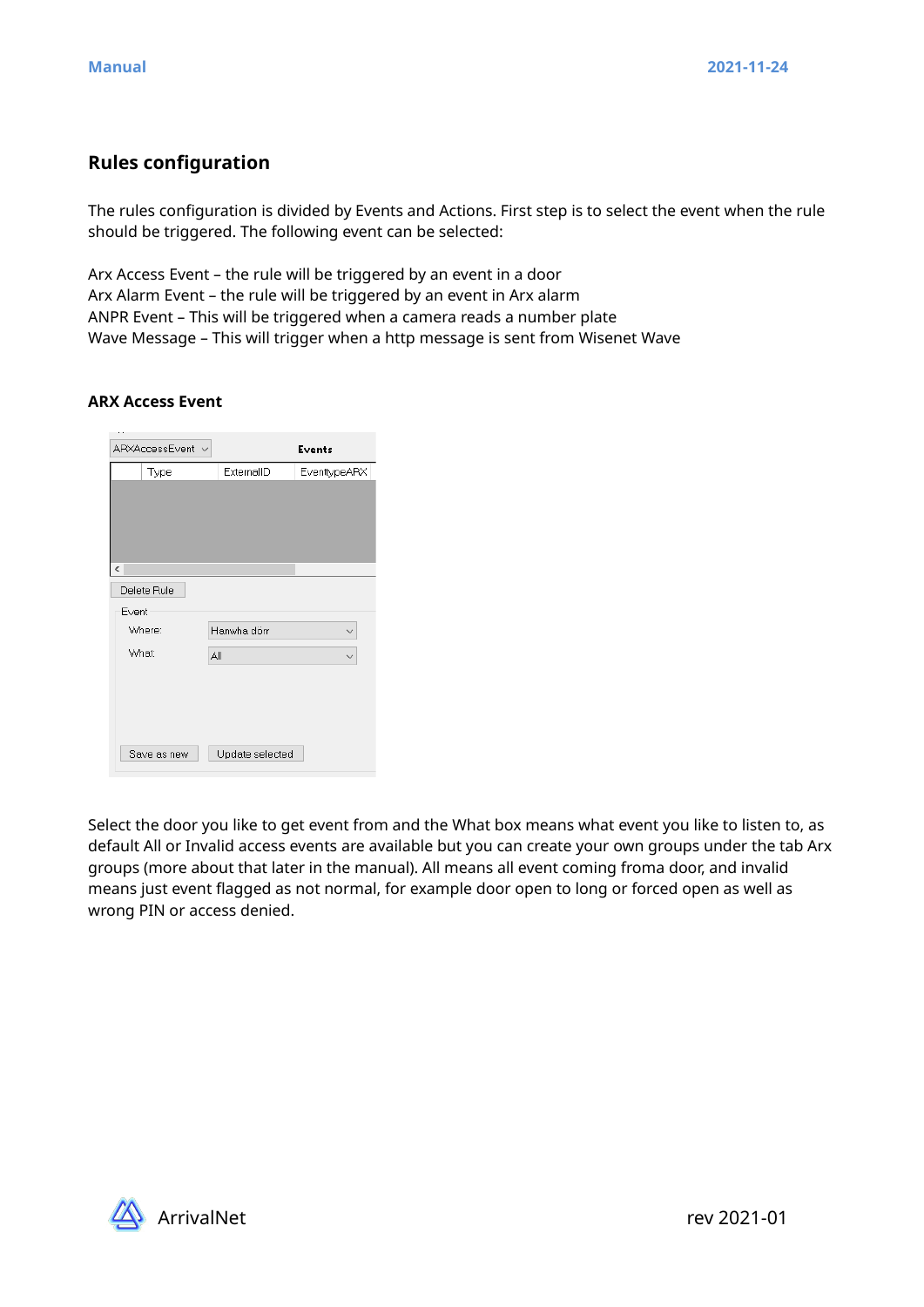## Rules configuration

The rules configuration is divided by Events and Actions. First step is to select the event when the rule should be triggered. The following event can be selected:

Arx Access Event – the rule will be triggered by an event in a door
Arx Alarm Event – the rule will be triggered by an event in Arx alarm
ANPR Event – This will be triggered when a camera reads a number plate
Wave Message – This will trigger when a http message is sent from Wisenet Wave

### ARX Access Event

Select the door you like to get event from and the What box means what event you like to listen to, as default All or Invalid access events are available but you can create your own groups under the tab Arx groups (more about that later in the manual). All means all event coming froma door, and invalid means just event flagged as not normal, for example door open to long or forced open as well as wrong PIN or access denied.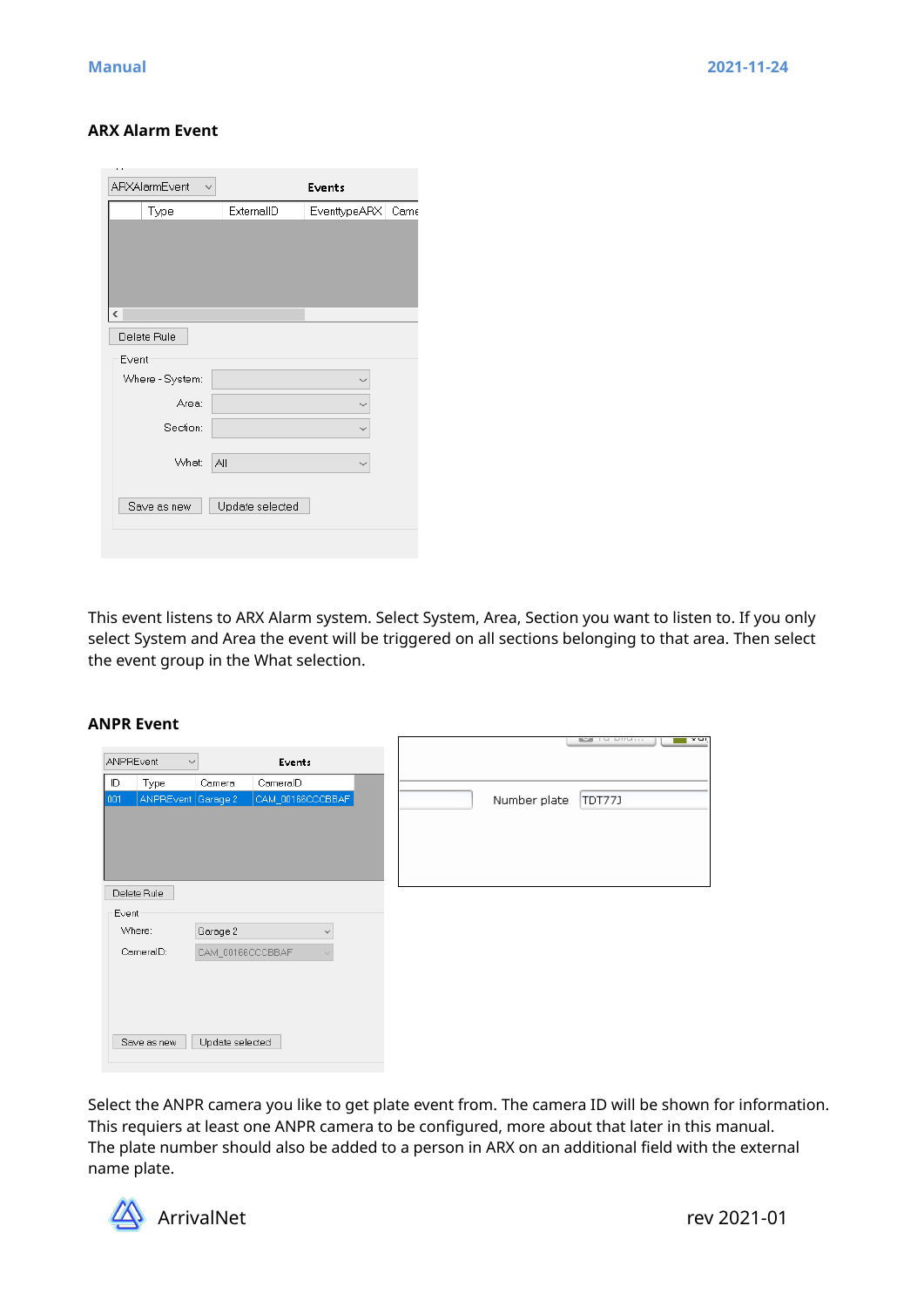### ARX Alarm Event

This event listens to ARX Alarm system. Select System, Area, Section you want to listen to. If you only select System and Area the event will be triggered on all sections belonging to that area. Then select the event group in the What selection.

### ANPR Event

Select the ANPR camera you like to get plate event from. The camera ID will be shown for information. This requiers at least one ANPR camera to be configured, more about that later in this manual.
The plate number should also be added to a person in ARX on an additional field with the external name plate.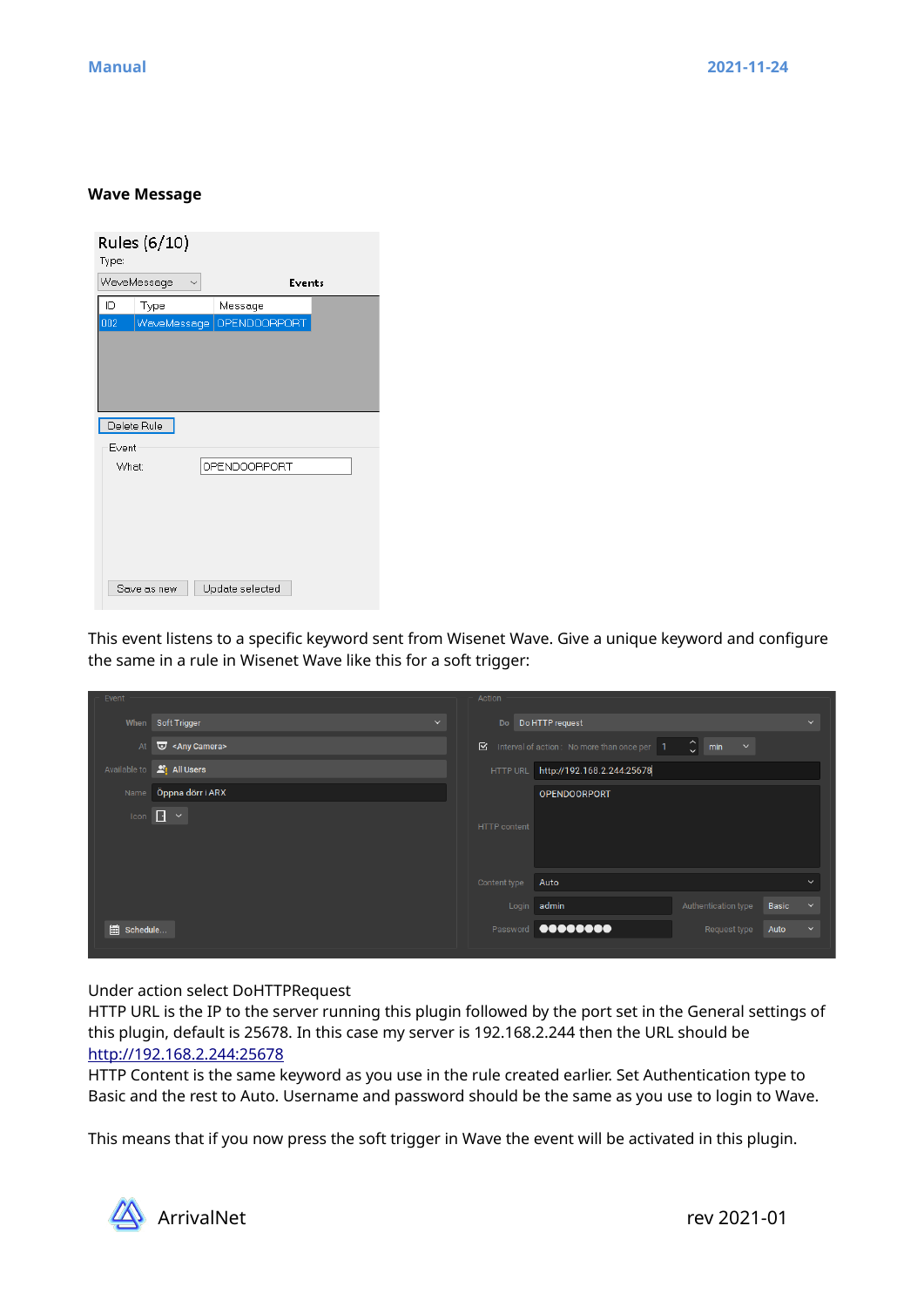### Wave Message

This event listens to a specific keyword sent from Wisenet Wave. Give a unique keyword and configure the same in a rule in Wisenet Wave like this for a soft trigger:

Under action select DoHTTPRequest
HTTP URL is the IP to the server running this plugin followed by the port set in the General settings of this plugin, default is 25678. In this case my server is 192.168.2.244 then the URL should be http://192.168.2.244:25678
HTTP Content is the same keyword as you use in the rule created earlier. Set Authentication type to Basic and the rest to Auto. Username and password should be the same as you use to login to Wave.

This means that if you now press the soft trigger in Wave the event will be activated in this plugin.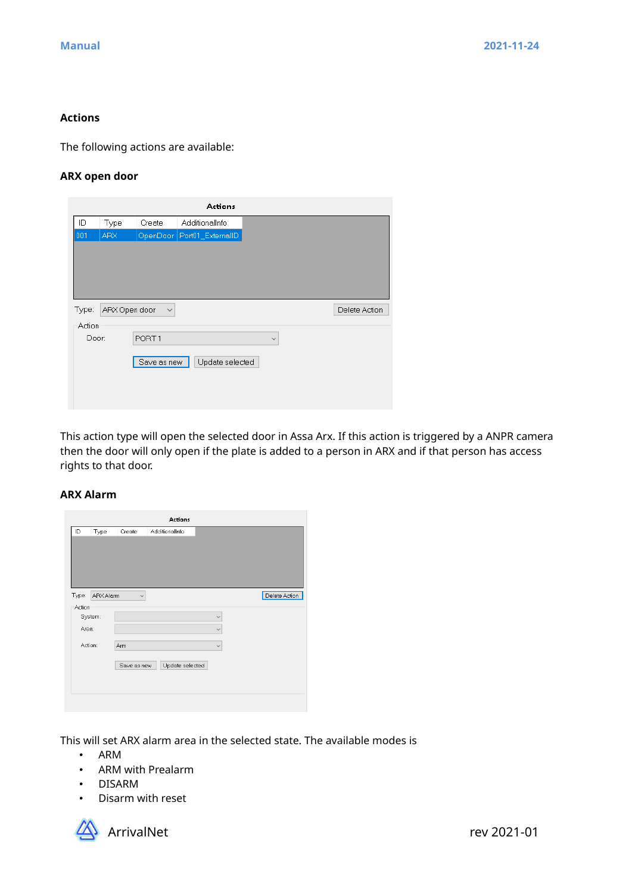## Actions

The following actions are available:

### ARX open door

This action type will open the selected door in Assa Arx. If this action is triggered by a ANPR camera then the door will only open if the plate is added to a person in ARX and if that person has access rights to that door.

### ARX Alarm

This will set ARX alarm area in the selected state. The available modes is

- ARM
- ARM with Prealarm
- DISARM
- Disarm with reset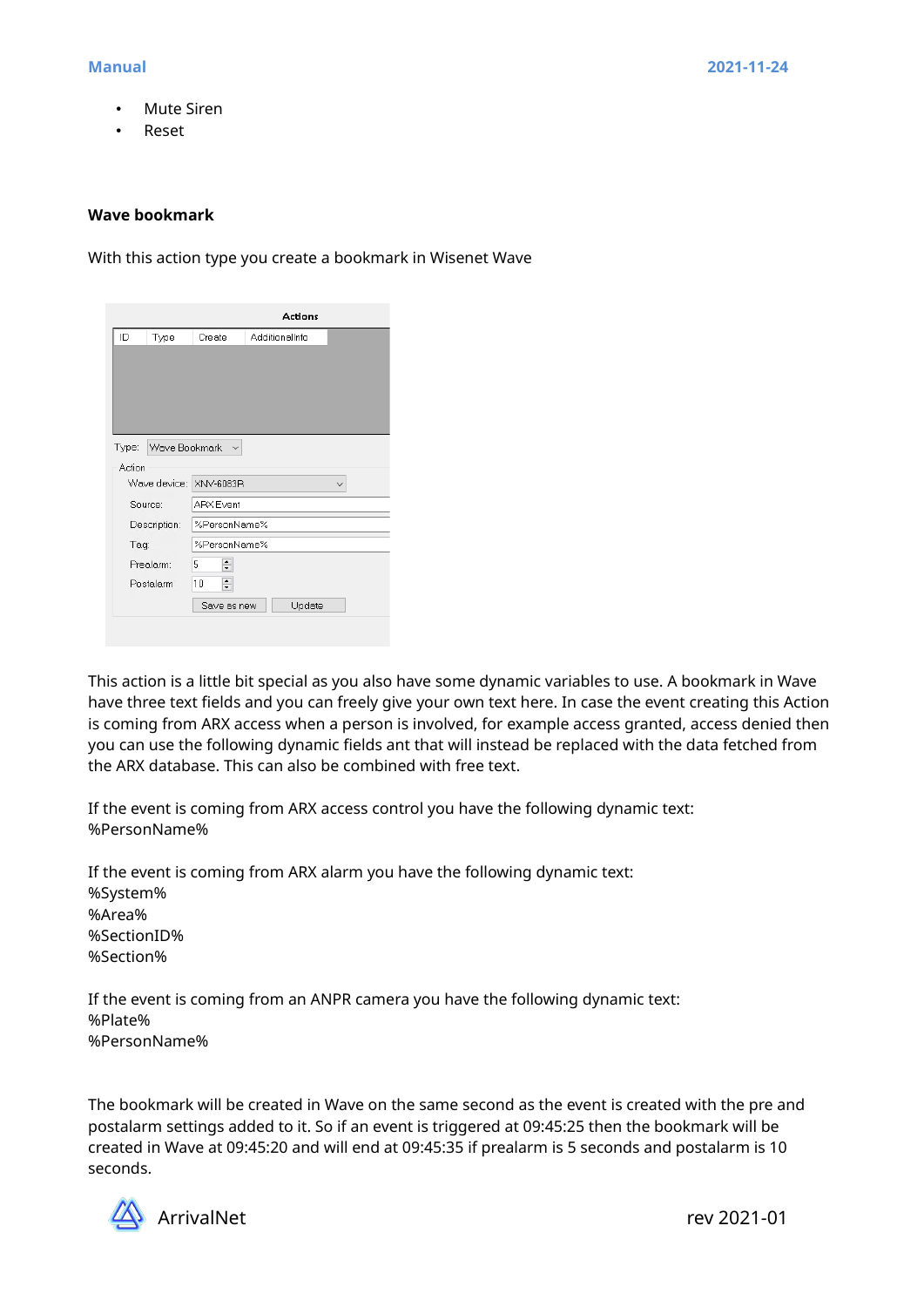- Mute Siren
- Reset

**Wave bookmark**

With this action type you create a bookmark in Wisenet Wave

This action is a little bit special as you also have some dynamic variables to use. A bookmark in Wave have three text fields and you can freely give your own text here. In case the event creating this Action is coming from ARX access when a person is involved, for example access granted, access denied then you can use the following dynamic fields ant that will instead be replaced with the data fetched from the ARX database. This can also be combined with free text.

If the event is coming from ARX access control you have the following dynamic text:
%PersonName%

If the event is coming from ARX alarm you have the following dynamic text:
%System%
%Area%
%SectionID%
%Section%

If the event is coming from an ANPR camera you have the following dynamic text:
%Plate%
%PersonName%

The bookmark will be created in Wave on the same second as the event is created with the pre and postalarm settings added to it. So if an event is triggered at 09:45:25 then the bookmark will be created in Wave at 09:45:20 and will end at 09:45:35 if prealarm is 5 seconds and postalarm is 10 seconds.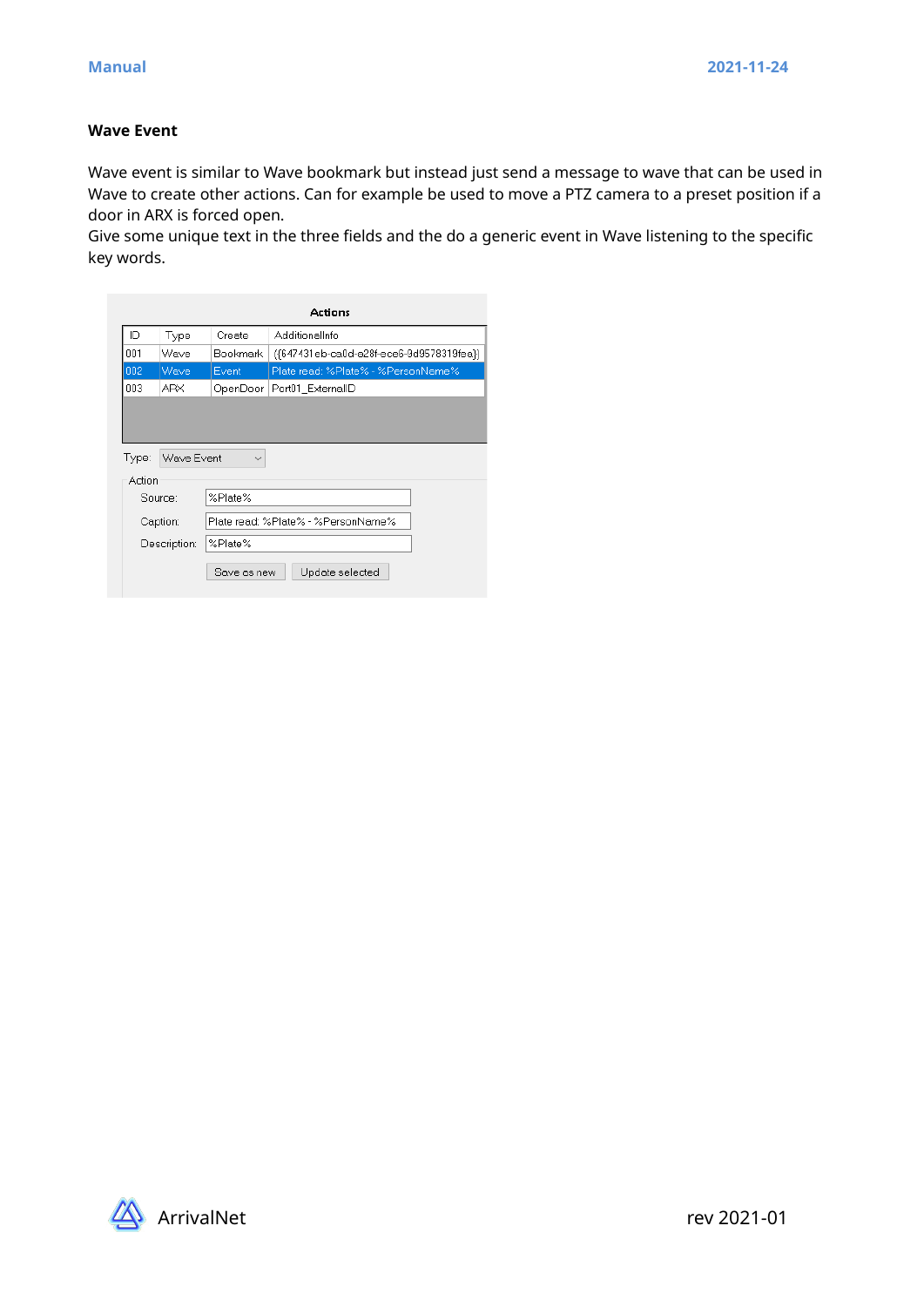### Wave Event

Wave event is similar to Wave bookmark but instead just send a message to wave that can be used in Wave to create other actions. Can for example be used to move a PTZ camera to a preset position if a door in ARX is forced open.
Give some unique text in the three fields and the do a generic event in Wave listening to the specific key words.

**Actions**

| ID | Type | Create | AdditionalInfo |
|---|---|---|---|
| 001 | Wave | Bookmark | {{647431eb-ca0d-a28f-ece6-9d9578319fea}} |
| 002 | Wave | Event | Plate read: %Plate% - %PersonName% |
| 003 | ARX | OpenDoor | Port01_ExternalID |

Type: Wave Event

Action

- Source: %Plate%
- Caption: Plate read: %Plate% - %PersonName%
- Description: %Plate%

Save as new | Update selected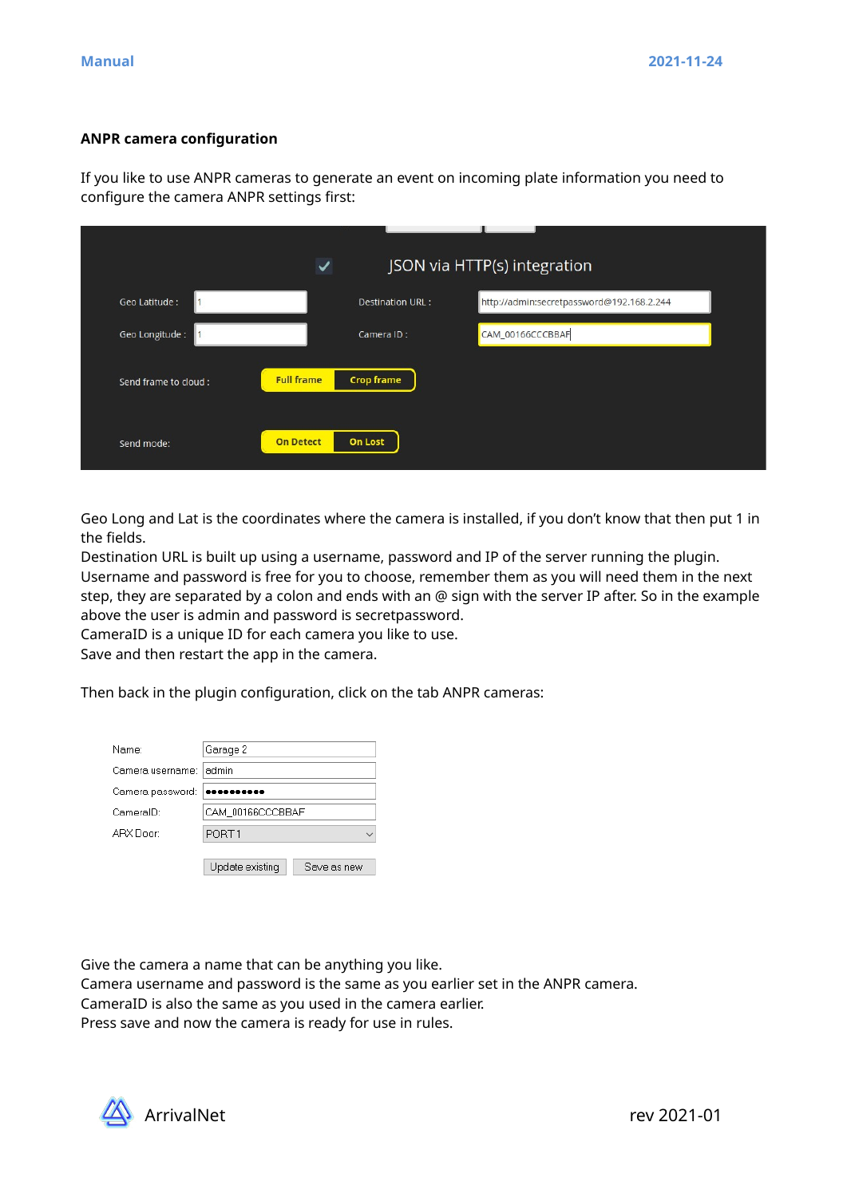**ANPR camera configuration**

If you like to use ANPR cameras to generate an event on incoming plate information you need to configure the camera ANPR settings first:

Geo Long and Lat is the coordinates where the camera is installed, if you don't know that then put 1 in the fields.
Destination URL is built up using a username, password and IP of the server running the plugin.
Username and password is free for you to choose, remember them as you will need them in the next step, they are separated by a colon and ends with an @ sign with the server IP after. So in the example above the user is admin and password is secretpassword.
CameraID is a unique ID for each camera you like to use.
Save and then restart the app in the camera.

Then back in the plugin configuration, click on the tab ANPR cameras:

Give the camera a name that can be anything you like.
Camera username and password is the same as you earlier set in the ANPR camera.
CameraID is also the same as you used in the camera earlier.
Press save and now the camera is ready for use in rules.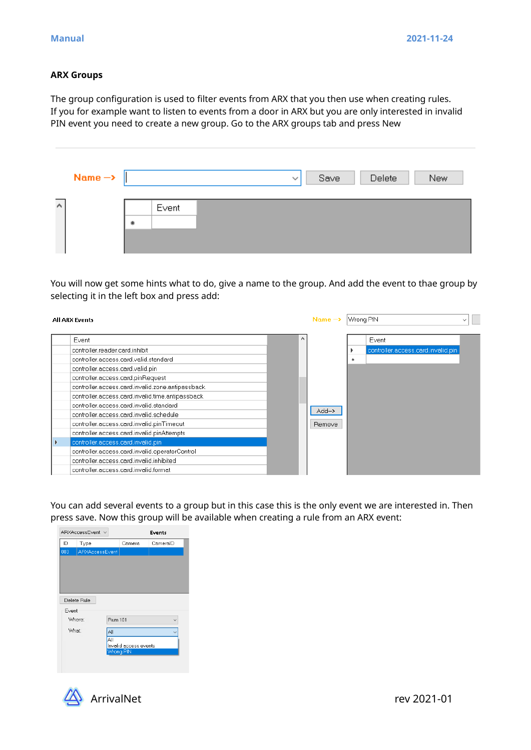### ARX Groups

The group configuration is used to filter events from ARX that you then use when creating rules. If you for example want to listen to events from a door in ARX but you are only interested in invalid PIN event you need to create a new group. Go to the ARX groups tab and press New

You will now get some hints what to do, give a name to the group. And add the event to thae group by selecting it in the left box and press add:

You can add several events to a group but in this case this is the only event we are interested in. Then press save. Now this group will be available when creating a rule from an ARX event: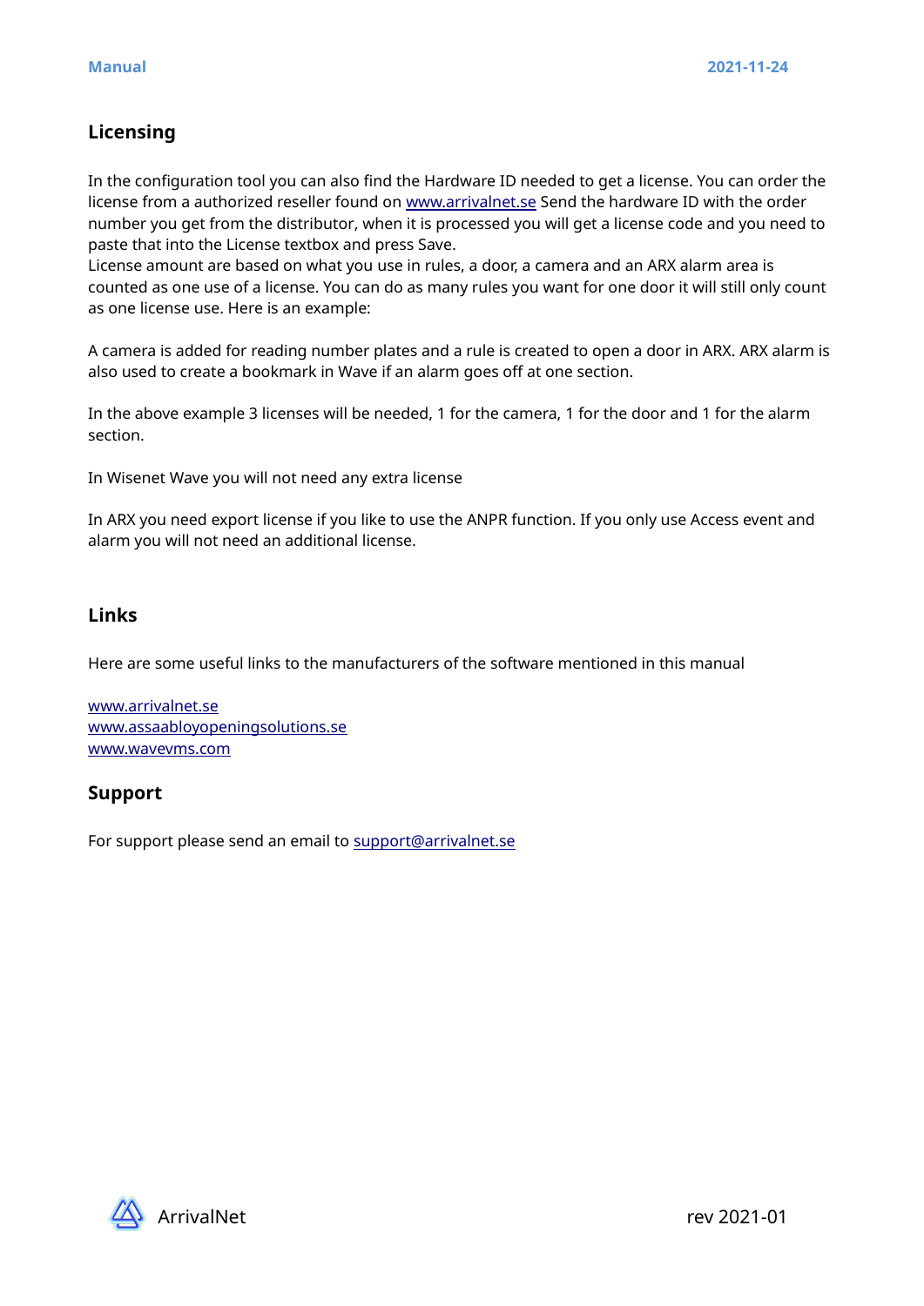## Licensing

In the configuration tool you can also find the Hardware ID needed to get a license. You can order the license from a authorized reseller found on www.arrivalnet.se Send the hardware ID with the order number you get from the distributor, when it is processed you will get a license code and you need to paste that into the License textbox and press Save.
License amount are based on what you use in rules, a door, a camera and an ARX alarm area is counted as one use of a license. You can do as many rules you want for one door it will still only count as one license use. Here is an example:

A camera is added for reading number plates and a rule is created to open a door in ARX. ARX alarm is also used to create a bookmark in Wave if an alarm goes off at one section.

In the above example 3 licenses will be needed, 1 for the camera, 1 for the door and 1 for the alarm section.

In Wisenet Wave you will not need any extra license

In ARX you need export license if you like to use the ANPR function. If you only use Access event and alarm you will not need an additional license.

## Links

Here are some useful links to the manufacturers of the software mentioned in this manual

www.arrivalnet.se
www.assaabloyopeningsolutions.se
www.wavevms.com

## Support

For support please send an email to support@arrivalnet.se